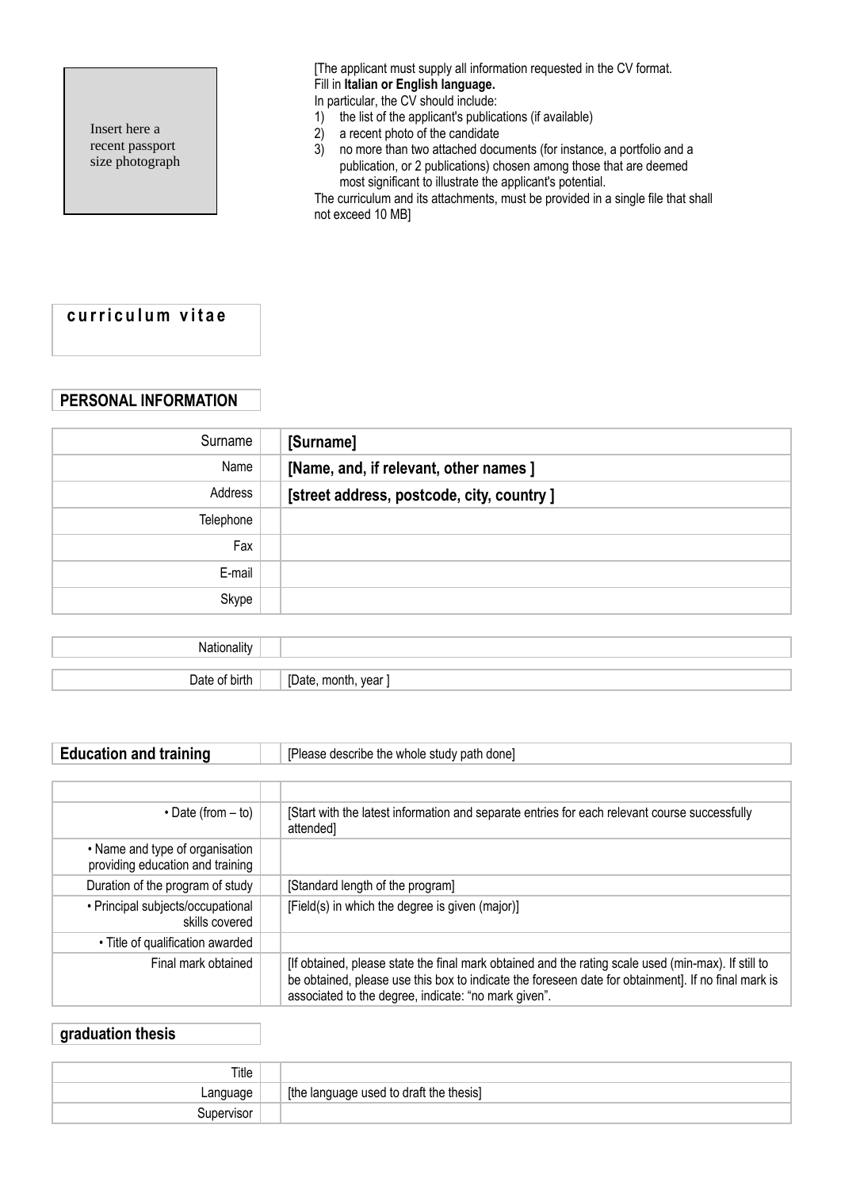Insert here a recent passport size photograph

[The applicant must supply all information requested in the CV format.
Fill in **Italian or English language.**
In particular, the CV should include:
1) the list of the applicant's publications (if available)
2) a recent photo of the candidate
3) no more than two attached documents (for instance, a portfolio and a publication, or 2 publications) chosen among those that are deemed most significant to illustrate the applicant's potential.

The curriculum and its attachments, must be provided in a single file that shall not exceed 10 MB]

# curriculum vitae

## PERSONAL INFORMATION

| | |
|---|---|
| Surname | **[Surname]** |
| Name | **[Name, and, if relevant, other names ]** |
| Address | **[street address, postcode, city, country ]** |
| Telephone | |
| Fax | |
| E-mail | |
| Skype | |

| | |
|---|---|
| Nationality | |
| Date of birth | [Date, month, year ] |

## Education and training

[Please describe the whole study path done]

| | |
|---|---|
| | |
| • Date (from – to) | [Start with the latest information and separate entries for each relevant course successfully attended] |
| • Name and type of organisation providing education and training | |
| Duration of the program of study | [Standard length of the program] |
| • Principal subjects/occupational skills covered | [Field(s) in which the degree is given (major)] |
| • Title of qualification awarded | |
| Final mark obtained | [If obtained, please state the final mark obtained and the rating scale used (min-max). If still to be obtained, please use this box to indicate the foreseen date for obtainment]. If no final mark is associated to the degree, indicate: "no mark given". |

## graduation thesis

| | |
|---|---|
| Title | |
| Language | [the language used to draft the thesis] |
| Supervisor | |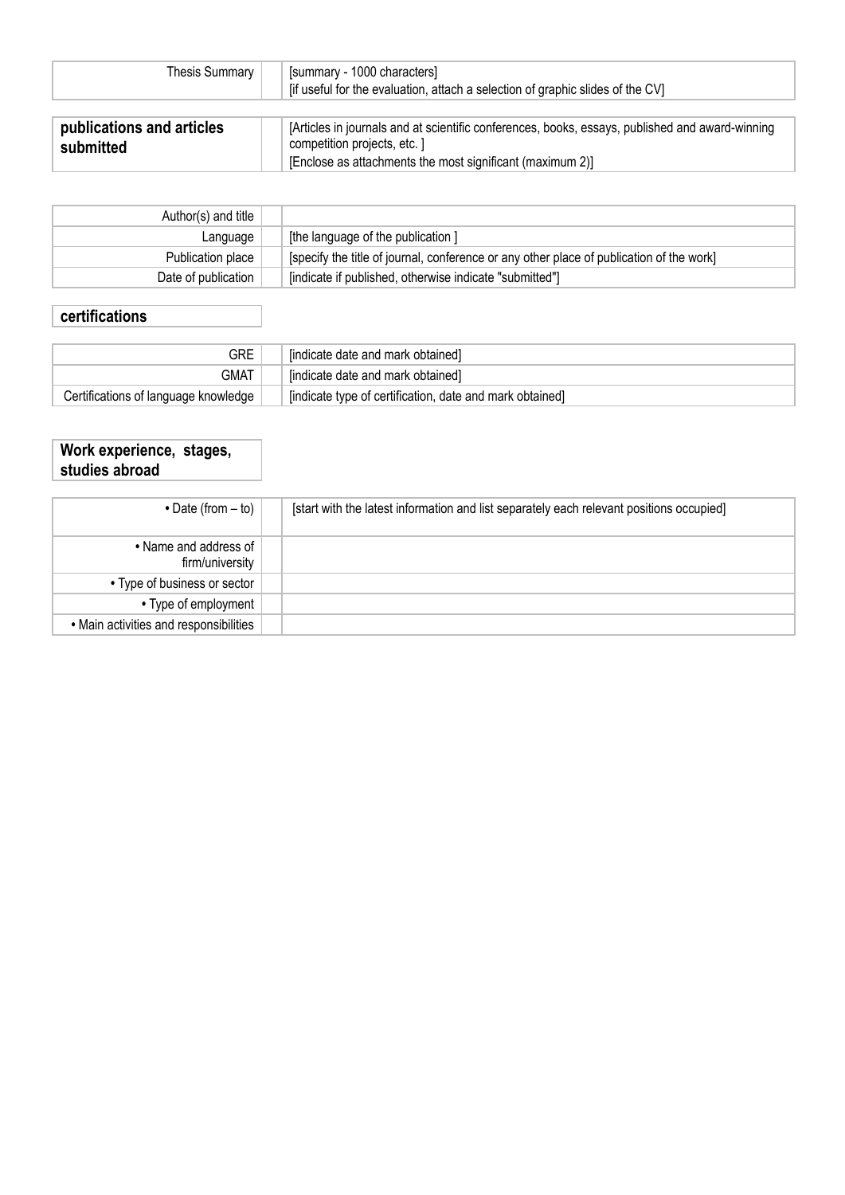| Thesis Summary | [summary - 1000 characters]<br>[if useful for the evaluation, attach a selection of graphic slides of the CV] |
| --- | --- |

| **publications and articles submitted** | [Articles in journals and at scientific conferences, books, essays, published and award-winning competition projects, etc. ]<br>[Enclose as attachments the most significant (maximum 2)] |
| --- | --- |

| Author(s) and title | |
| --- | --- |
| Language | [the language of the publication ] |
| Publication place | [specify the title of journal, conference or any other place of publication of the work] |
| Date of publication | [indicate if published, otherwise indicate "submitted"] |

**certifications**

| GRE | [indicate date and mark obtained] |
| --- | --- |
| GMAT | [indicate date and mark obtained] |
| Certifications of language knowledge | [indicate type of certification, date and mark obtained] |

**Work experience, stages, studies abroad**

| • Date (from – to) | [start with the latest information and list separately each relevant positions occupied] |
| --- | --- |
| • Name and address of firm/university | |
| • Type of business or sector | |
| • Type of employment | |
| • Main activities and responsibilities | |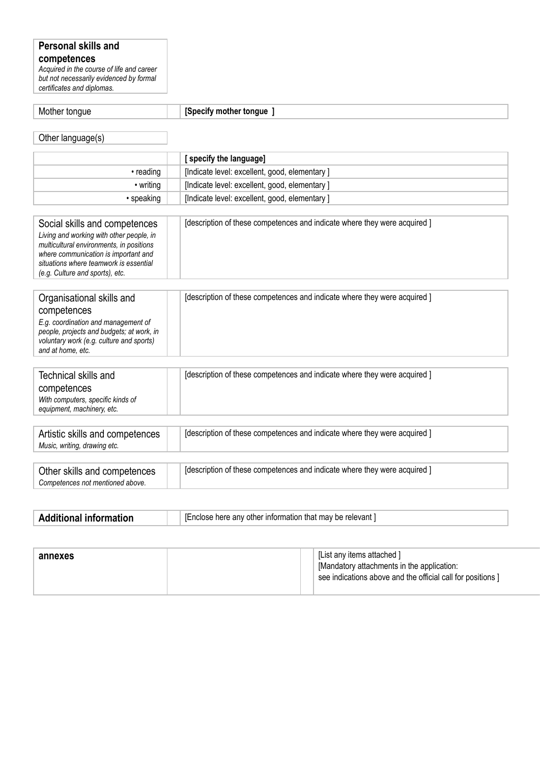| | |
|---|---|
| **Personal skills and competences**<br>*Acquired in the course of life and career but not necessarily evidenced by formal certificates and diplomas.* | |

| | |
|---|---|
| Mother tongue | **[Specify mother tongue ]** |

Other language(s)

| | |
|---|---|
| | **[ specify the language]** |
| • reading | [Indicate level: excellent, good, elementary ] |
| • writing | [Indicate level: excellent, good, elementary ] |
| • speaking | [Indicate level: excellent, good, elementary ] |

| | |
|---|---|
| Social skills and competences<br>*Living and working with other people, in multicultural environments, in positions where communication is important and situations where teamwork is essential (e.g. Culture and sports), etc.* | [description of these competences and indicate where they were acquired ] |
| Organisational skills and competences<br>*E.g. coordination and management of people, projects and budgets; at work, in voluntary work (e.g. culture and sports) and at home, etc.* | [description of these competences and indicate where they were acquired ] |
| Technical skills and competences<br>*With computers, specific kinds of equipment, machinery, etc.* | [description of these competences and indicate where they were acquired ] |
| Artistic skills and competences<br>*Music, writing, drawing etc.* | [description of these competences and indicate where they were acquired ] |
| Other skills and competences<br>*Competences not mentioned above.* | [description of these competences and indicate where they were acquired ] |

| | |
|---|---|
| **Additional information** | [Enclose here any other information that may be relevant ] |

| | | |
|---|---|---|
| **annexes** | | [List any items attached ]<br>[Mandatory attachments in the application:<br>see indications above and the official call for positions ] |